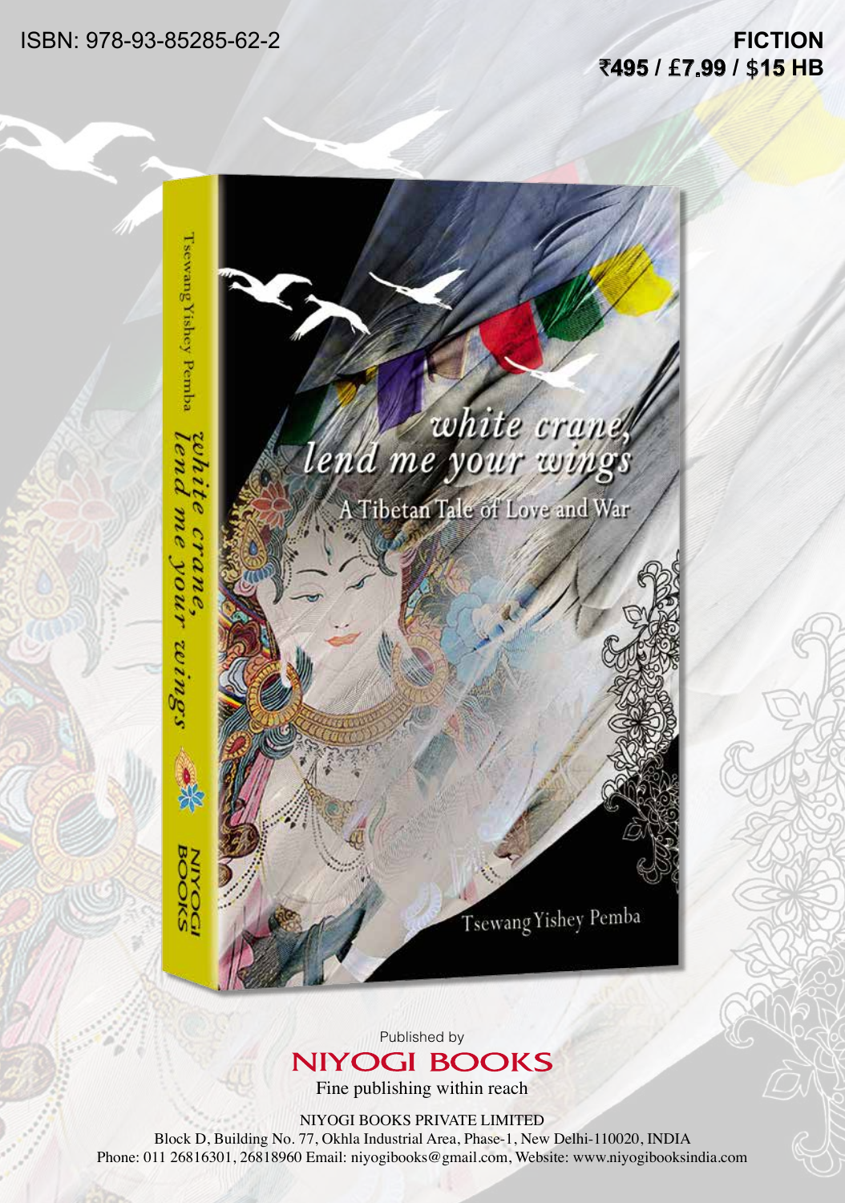ISBN: 978-93-85285-62-2

**FICTION**
**₹495 / £7.99 / $15 HB**

# white crane, lend me your wings

## A Tibetan Tale of Love and War

Tsewang Yishey Pemba

Published by

**NIYOGI BOOKS**

Fine publishing within reach

NIYOGI BOOKS PRIVATE LIMITED
Block D, Building No. 77, Okhla Industrial Area, Phase-1, New Delhi-110020, INDIA
Phone: 011 26816301, 26818960 Email: niyogibooks@gmail.com, Website: www.niyogibooksindia.com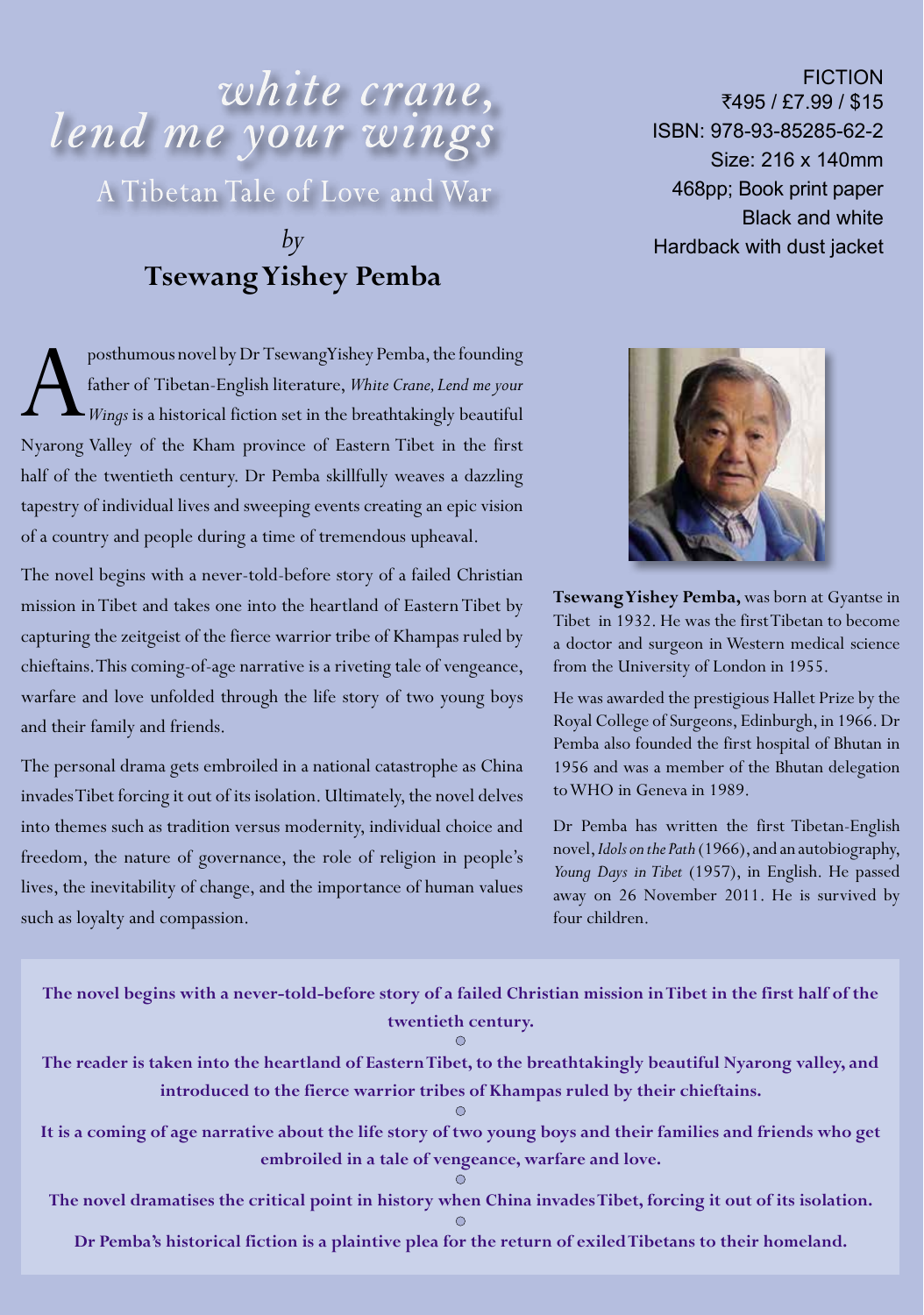# *white crane, lend me your wings*

## A Tibetan Tale of Love and War

*by*

**Tsewang Yishey Pemba**

FICTION
₹495 / £7.99 / $15
ISBN: 978-93-85285-62-2
Size: 216 x 140mm
468pp; Book print paper
Black and white
Hardback with dust jacket

A posthumous novel by Dr TsewangYishey Pemba, the founding father of Tibetan-English literature, *White Crane, Lend me your Wings* is a historical fiction set in the breathtakingly beautiful Nyarong Valley of the Kham province of Eastern Tibet in the first half of the twentieth century. Dr Pemba skillfully weaves a dazzling tapestry of individual lives and sweeping events creating an epic vision of a country and people during a time of tremendous upheaval.

The novel begins with a never-told-before story of a failed Christian mission in Tibet and takes one into the heartland of Eastern Tibet by capturing the zeitgeist of the fierce warrior tribe of Khampas ruled by chieftains. This coming-of-age narrative is a riveting tale of vengeance, warfare and love unfolded through the life story of two young boys and their family and friends.

The personal drama gets embroiled in a national catastrophe as China invades Tibet forcing it out of its isolation. Ultimately, the novel delves into themes such as tradition versus modernity, individual choice and freedom, the nature of governance, the role of religion in people's lives, the inevitability of change, and the importance of human values such as loyalty and compassion.

**Tsewang Yishey Pemba,** was born at Gyantse in Tibet in 1932. He was the first Tibetan to become a doctor and surgeon in Western medical science from the University of London in 1955.

He was awarded the prestigious Hallet Prize by the Royal College of Surgeons, Edinburgh, in 1966. Dr Pemba also founded the first hospital of Bhutan in 1956 and was a member of the Bhutan delegation to WHO in Geneva in 1989.

Dr Pemba has written the first Tibetan-English novel, *Idols on the Path* (1966), and an autobiography, *Young Days in Tibet* (1957), in English. He passed away on 26 November 2011. He is survived by four children.

**The novel begins with a never-told-before story of a failed Christian mission in Tibet in the first half of the twentieth century.**

**The reader is taken into the heartland of Eastern Tibet, to the breathtakingly beautiful Nyarong valley, and introduced to the fierce warrior tribes of Khampas ruled by their chieftains.**

**It is a coming of age narrative about the life story of two young boys and their families and friends who get embroiled in a tale of vengeance, warfare and love.**

**The novel dramatises the critical point in history when China invades Tibet, forcing it out of its isolation.**

**Dr Pemba's historical fiction is a plaintive plea for the return of exiled Tibetans to their homeland.**